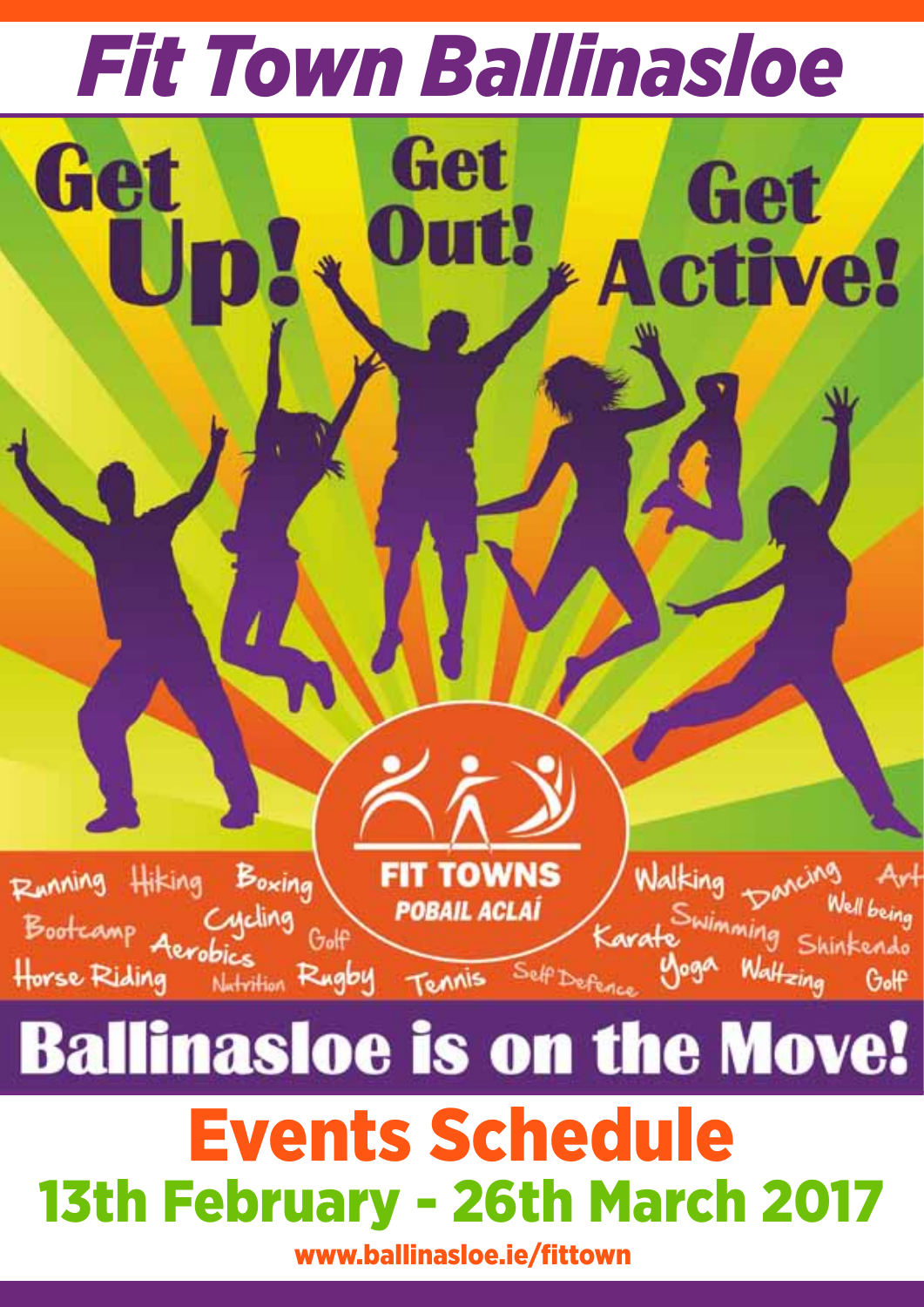# Fit Town Ballinasloe

## Get Up! Get Out! Get Active!

Running Hiking Boxing Bootcamp Cycling Aerobics Golf Horse Riding Nutrition Rugby Tennis

FIT TOWNS
POBAIL ACLAÍ

Self Defence Walking Dancing Art Well being Karate Swimming Shinkendo Yoga Waltzing Golf

## Ballinasloe is on the Move!

# Events Schedule

## 13th February - 26th March 2017

www.ballinasloe.ie/fittown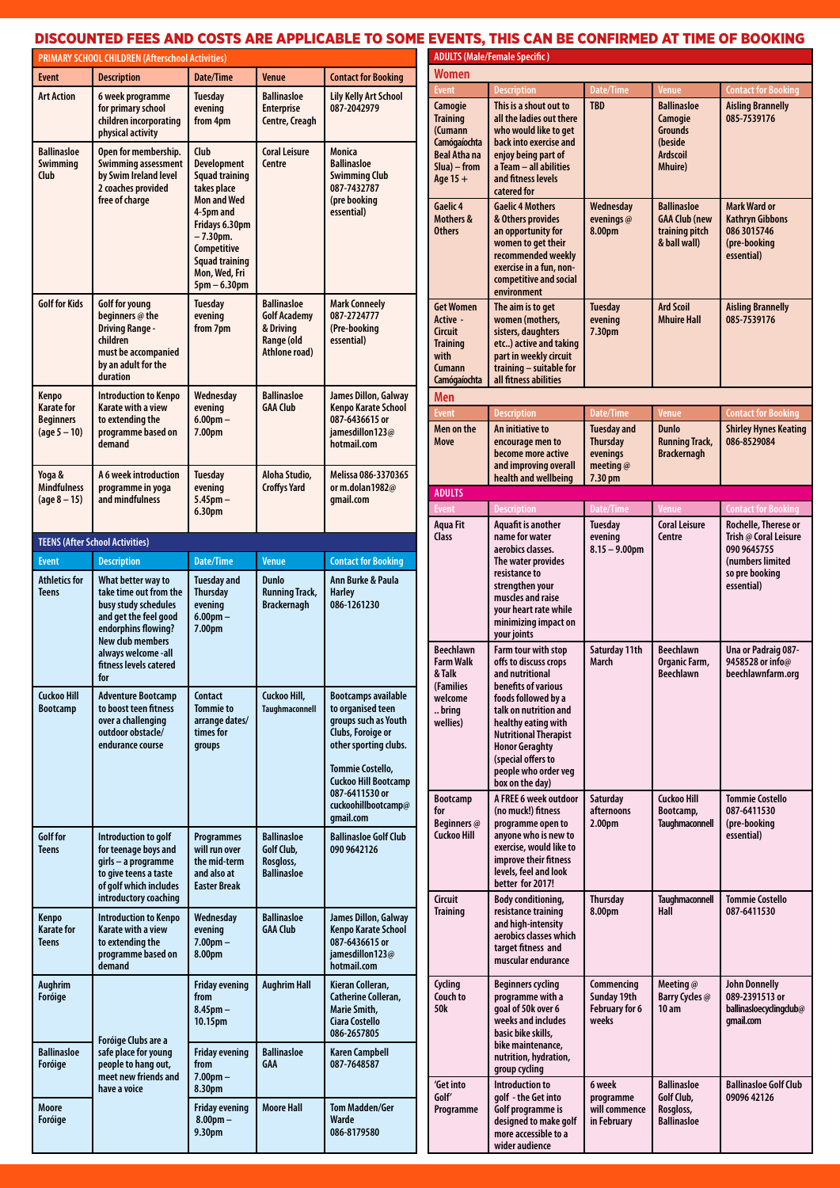# DISCOUNTED FEES AND COSTS ARE APPLICABLE TO SOME EVENTS, THIS CAN BE CONFIRMED AT TIME OF BOOKING

## PRIMARY SCHOOL CHILDREN (Afterschool Activities)

| Event | Description | Date/Time | Venue | Contact for Booking |
|---|---|---|---|---|
| Art Action | 6 week programme for primary school children incorporating physical activity | Tuesday evening from 4pm | Ballinasloe Enterprise Centre, Creagh | Lily Kelly Art School 087-2042979 |
| Ballinasloe Swimming Club | Open for membership. Swimming assessment by Swim Ireland level 2 coaches provided free of charge | Club Development Squad training takes place Mon and Wed 4-5pm and Fridays 6.30pm – 7.30pm. Competitive Squad training Mon, Wed, Fri 5pm – 6.30pm | Coral Leisure Centre | Monica Ballinasloe Swimming Club 087-7432787 (pre booking essential) |
| Golf for Kids | Golf for young beginners @ the Driving Range - children must be accompanied by an adult for the duration | Tuesday evening from 7pm | Ballinasloe Golf Academy & Driving Range (old Athlone road) | Mark Conneely 087-2724777 (Pre-booking essential) |
| Kenpo Karate for Beginners (age 5 – 10) | Introduction to Kenpo Karate with a view to extending the programme based on demand | Wednesday evening 6.00pm – 7.00pm | Ballinasloe GAA Club | James Dillon, Galway Kenpo Karate School 087-6436615 or jamesdillon123@hotmail.com |
| Yoga & Mindfulness (age 8 – 15) | A 6 week introduction programme in yoga and mindfulness | Tuesday evening 5.45pm – 6.30pm | Aloha Studio, Croffys Yard | Melissa 086-3370365 or m.dolan1982@gmail.com |

## TEENS (After School Activities)

| Event | Description | Date/Time | Venue | Contact for Booking |
|---|---|---|---|---|
| Athletics for Teens | What better way to take time out from the busy study schedules and get the feel good endorphins flowing? New club members always welcome -all fitness levels catered for | Tuesday and Thursday evening 6.00pm – 7.00pm | Dunlo Running Track, Brackernagh | Ann Burke & Paula Harley 086-1261230 |
| Cuckoo Hill Bootcamp | Adventure Bootcamp to boost teen fitness over a challenging outdoor obstacle/endurance course | Contact Tommie to arrange dates/times for groups | Cuckoo Hill, Taughmaconnell | Bootcamps available to organised teen groups such as Youth Clubs, Foroige or other sporting clubs. Tommie Costello, Cuckoo Hill Bootcamp 087-6411530 or cuckoohillbootcamp@gmail.com |
| Golf for Teens | Introduction to golf for teenage boys and girls – a programme to give teens a taste of golf which includes introductory coaching | Programmes will run over the mid-term and also at Easter Break | Ballinasloe Golf Club, Rosgloss, Ballinasloe | Ballinasloe Golf Club 090 9642126 |
| Kenpo Karate for Teens | Introduction to Kenpo Karate with a view to extending the programme based on demand | Wednesday evening 7.00pm – 8.00pm | Ballinasloe GAA Club | James Dillon, Galway Kenpo Karate School 087-6436615 or jamesdillon123@hotmail.com |
| Aughrim Foróige | Foróige Clubs are a safe place for young people to hang out, meet new friends and have a voice | Friday evening from 8.45pm – 10.15pm | Aughrim Hall | Kieran Colleran, Catherine Colleran, Marie Smith, Ciara Costello 086-2657805 |
| Ballinasloe Foróige | Foróige Clubs are a safe place for young people to hang out, meet new friends and have a voice | Friday evening from 7.00pm – 8.30pm | Ballinasloe GAA | Karen Campbell 087-7648587 |
| Moore Foróige | Foróige Clubs are a safe place for young people to hang out, meet new friends and have a voice | Friday evening 8.00pm – 9.30pm | Moore Hall | Tom Madden/Ger Warde 086-8179580 |

## ADULTS (Male/Female Specific)

### Women

| Event | Description | Date/Time | Venue | Contact for Booking |
|---|---|---|---|---|
| Camogie Training (Cumann Camógaíochta Beal Atha na Slua) – from Age 15 + | This is a shout out to all the ladies out there who would like to get back into exercise and enjoy being part of a Team – all abilities and fitness levels catered for | TBD | Ballinasloe Camogie Grounds (beside Ardscoil Mhuire) | Aisling Brannelly 085-7539176 |
| Gaelic 4 Mothers & Others | Gaelic 4 Mothers & Others provides an opportunity for women to get their recommended weekly exercise in a fun, non-competitive and social environment | Wednesday evenings @ 8.00pm | Ballinasloe GAA Club (new training pitch & ball wall) | Mark Ward or Kathryn Gibbons 086 3015746 (pre-booking essential) |
| Get Women Active - Circuit Training with Cumann Camógaíochta | The aim is to get women (mothers, sisters, daughters etc..) active and taking part in weekly circuit training – suitable for all fitness abilities | Tuesday evening 7.30pm | Ard Scoil Mhuire Hall | Aisling Brannelly 085-7539176 |

### Men

| Event | Description | Date/Time | Venue | Contact for Booking |
|---|---|---|---|---|
| Men on the Move | An initiative to encourage men to become more active and improving overall health and wellbeing | Tuesday and Thursday evenings meeting @ 7.30 pm | Dunlo Running Track, Brackernagh | Shirley Hynes Keating 086-8529084 |

## ADULTS

| Event | Description | Date/Time | Venue | Contact for Booking |
|---|---|---|---|---|
| Aqua Fit Class | Aquafit is another name for water aerobics classes. The water provides resistance to strengthen your muscles and raise your heart rate while minimizing impact on your joints | Tuesday evening 8.15 – 9.00pm | Coral Leisure Centre | Rochelle, Therese or Trish @ Coral Leisure 090 9645755 (numbers limited so pre booking essential) |
| Beechlawn Farm Walk & Talk (Families welcome .. bring wellies) | Farm tour with stop offs to discuss crops and nutritional benefits of various foods followed by a talk on nutrition and healthy eating with Nutritional Therapist Honor Geraghty (special offers to people who order veg box on the day) | Saturday 11th March | Beechlawn Organic Farm, Beechlawn | Una or Padraig 087-9458528 or info@beechlawnfarm.org |
| Bootcamp for Beginners @ Cuckoo Hill | A FREE 6 week outdoor (no muck!) fitness programme open to anyone who is new to exercise, would like to improve their fitness levels, feel and look better for 2017! | Saturday afternoons 2.00pm | Cuckoo Hill Bootcamp, Taughmaconnell | Tommie Costello 087-6411530 (pre-booking essential) |
| Circuit Training | Body conditioning, resistance training and high-intensity aerobics classes which target fitness and muscular endurance | Thursday 8.00pm | Taughmaconnell Hall | Tommie Costello 087-6411530 |
| Cycling Couch to 50k | Beginners cycling programme with a goal of 50k over 6 weeks and includes basic bike skills, bike maintenance, nutrition, hydration, group cycling | Commencing Sunday 19th February for 6 weeks | Meeting @ Barry Cycles @ 10 am | John Donnelly 089-2391513 or ballinasloecyclingclub@gmail.com |
| 'Get into Golf' Programme | Introduction to golf - the Get into Golf programme is designed to make golf more accessible to a wider audience | 6 week programme will commence in February | Ballinasloe Golf Club, Rosgloss, Ballinasloe | Ballinasloe Golf Club 09096 42126 |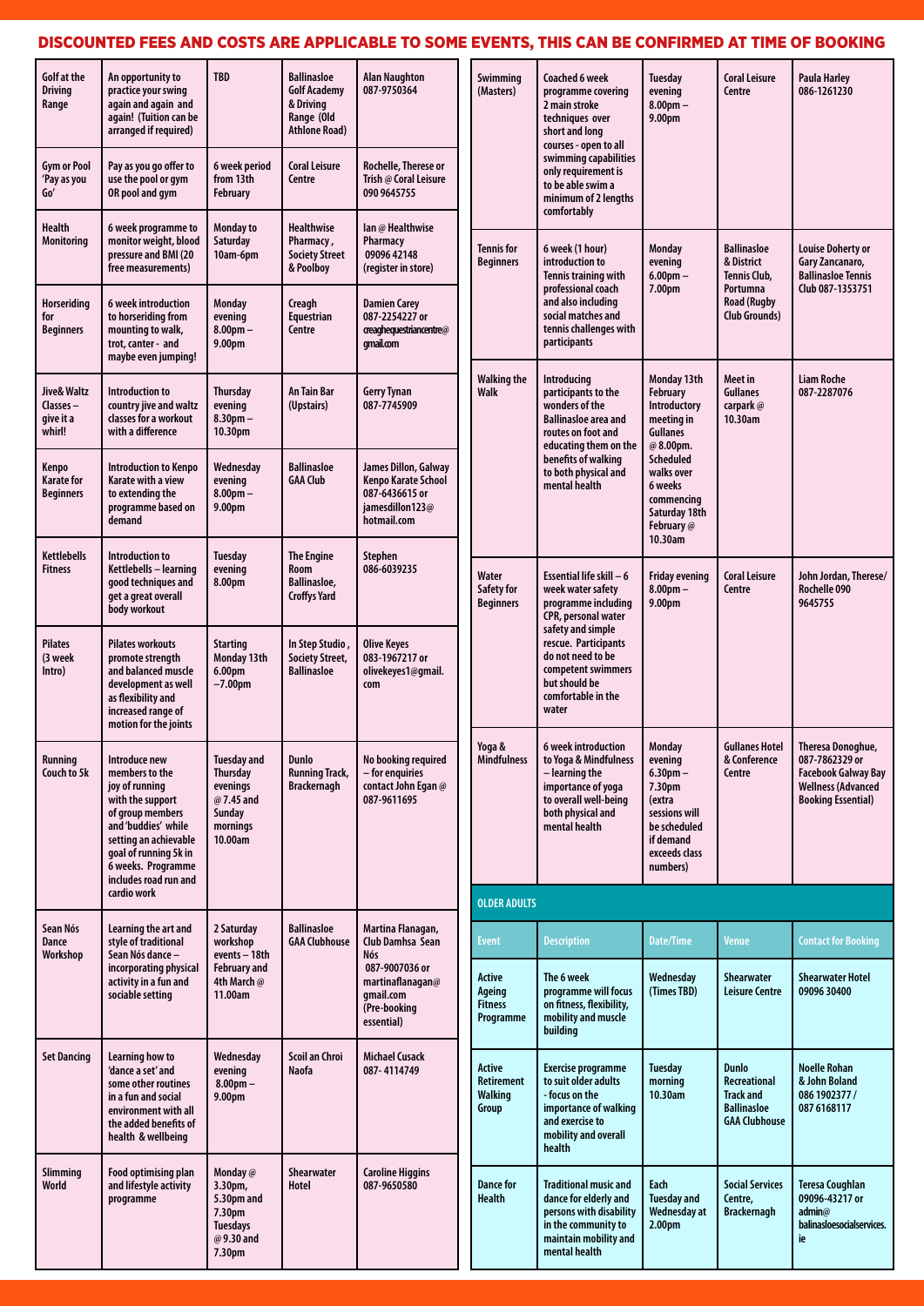## DISCOUNTED FEES AND COSTS ARE APPLICABLE TO SOME EVENTS, THIS CAN BE CONFIRMED AT TIME OF BOOKING

| | | | | |
|---|---|---|---|---|
| Golf at the Driving Range | An opportunity to practice your swing again and again and again! (Tuition can be arranged if required) | TBD | Ballinasloe Golf Academy & Driving Range (Old Athlone Road) | Alan Naughton 087-9750364 |
| Gym or Pool 'Pay as you Go' | Pay as you go offer to use the pool or gym OR pool and gym | 6 week period from 13th February | Coral Leisure Centre | Rochelle, Therese or Trish @ Coral Leisure 090 9645755 |
| Health Monitoring | 6 week programme to monitor weight, blood pressure and BMI (20 free measurements) | Monday to Saturday 10am-6pm | Healthwise Pharmacy, Society Street & Poolboy | Ian @ Healthwise Pharmacy 09096 42148 (register in store) |
| Horseriding for Beginners | 6 week introduction to horseriding from mounting to walk, trot, canter - and maybe even jumping! | Monday evening 8.00pm – 9.00pm | Creagh Equestrian Centre | Damien Carey 087-2254227 or creaghequestriancentre@gmail.com |
| Jive& Waltz Classes – give it a whirl! | Introduction to country jive and waltz classes for a workout with a difference | Thursday evening 8.30pm – 10.30pm | An Tain Bar (Upstairs) | Gerry Tynan 087-7745909 |
| Kenpo Karate for Beginners | Introduction to Kenpo Karate with a view to extending the programme based on demand | Wednesday evening 8.00pm – 9.00pm | Ballinasloe GAA Club | James Dillon, Galway Kenpo Karate School 087-6436615 or jamesdillon123@hotmail.com |
| Kettlebells Fitness | Introduction to Kettlebells – learning good techniques and get a great overall body workout | Tuesday evening 8.00pm | The Engine Room Ballinasloe, Croffys Yard | Stephen 086-6039235 |
| Pilates (3 week Intro) | Pilates workouts promote strength and balanced muscle development as well as flexibility and increased range of motion for the joints | Starting Monday 13th 6.00pm –7.00pm | In Step Studio, Society Street, Ballinasloe | Olive Keyes 083-1967217 or olivekeyes1@gmail.com |
| Running Couch to 5k | Introduce new members to the joy of running with the support of group members and 'buddies' while setting an achievable goal of running 5k in 6 weeks. Programme includes road run and cardio work | Tuesday and Thursday evenings @ 7.45 and Sunday mornings 10.00am | Dunlo Running Track, Brackernagh | No booking required – for enquiries contact John Egan @ 087-9611695 |
| Sean Nós Dance Workshop | Learning the art and style of traditional Sean Nós dance – incorporating physical activity in a fun and sociable setting | 2 Saturday workshop events – 18th February and 4th March @ 11.00am | Ballinasloe GAA Clubhouse | Martina Flanagan, Club Damhsa Sean Nós 087-9007036 or martinaflanagan@gmail.com (Pre-booking essential) |
| Set Dancing | Learning how to 'dance a set' and some other routines in a fun and social environment with all the added benefits of health & wellbeing | Wednesday evening 8.00pm – 9.00pm | Scoil an Chroi Naofa | Michael Cusack 087- 4114749 |
| Slimming World | Food optimising plan and lifestyle activity programme | Monday @ 3.30pm, 5.30pm and 7.30pm Tuesdays @ 9.30 and 7.30pm | Shearwater Hotel | Caroline Higgins 087-9650580 |
| Swimming (Masters) | Coached 6 week programme covering 2 main stroke techniques over short and long courses - open to all swimming capabilities only requirement is to be able swim a minimum of 2 lengths comfortably | Tuesday evening 8.00pm – 9.00pm | Coral Leisure Centre | Paula Harley 086-1261230 |
| Tennis for Beginners | 6 week (1 hour) introduction to Tennis training with professional coach and also including social matches and tennis challenges with participants | Monday evening 6.00pm – 7.00pm | Ballinasloe & District Tennis Club, Portumna Road (Rugby Club Grounds) | Louise Doherty or Gary Zancanaro, Ballinasloe Tennis Club 087-1353751 |
| Walking the Walk | Introducing participants to the wonders of the Ballinasloe area and routes on foot and educating them on the benefits of walking to both physical and mental health | Monday 13th February Introductory meeting in Gullanes @ 8.00pm. Scheduled walks over 6 weeks commencing Saturday 18th February @ 10.30am | Meet in Gullanes carpark @ 10.30am | Liam Roche 087-2287076 |
| Water Safety for Beginners | Essential life skill – 6 week water safety programme including CPR, personal water safety and simple rescue. Participants do not need to be competent swimmers but should be comfortable in the water | Friday evening 8.00pm – 9.00pm | Coral Leisure Centre | John Jordan, Therese/ Rochelle 090 9645755 |
| Yoga & Mindfulness | 6 week introduction to Yoga & Mindfulness – learning the importance of yoga to overall well-being both physical and mental health | Monday evening 6.30pm – 7.30pm (extra sessions will be scheduled if demand exceeds class numbers) | Gullanes Hotel & Conference Centre | Theresa Donoghue, 087-7862329 or Facebook Galway Bay Wellness (Advanced Booking Essential) |

### OLDER ADULTS

| Event | Description | Date/Time | Venue | Contact for Booking |
|---|---|---|---|---|
| Active Ageing Fitness Programme | The 6 week programme will focus on fitness, flexibility, mobility and muscle building | Wednesday (Times TBD) | Shearwater Leisure Centre | Shearwater Hotel 09096 30400 |
| Active Retirement Walking Group | Exercise programme to suit older adults - focus on the importance of walking and exercise to mobility and overall health | Tuesday morning 10.30am | Dunlo Recreational Track and Ballinasloe GAA Clubhouse | Noelle Rohan & John Boland 086 1902377 / 087 6168117 |
| Dance for Health | Traditional music and dance for elderly and persons with disability in the community to maintain mobility and mental health | Each Tuesday and Wednesday at 2.00pm | Social Services Centre, Brackernagh | Teresa Coughlan 09096-43217 or admin@balinasloesocialservices.ie |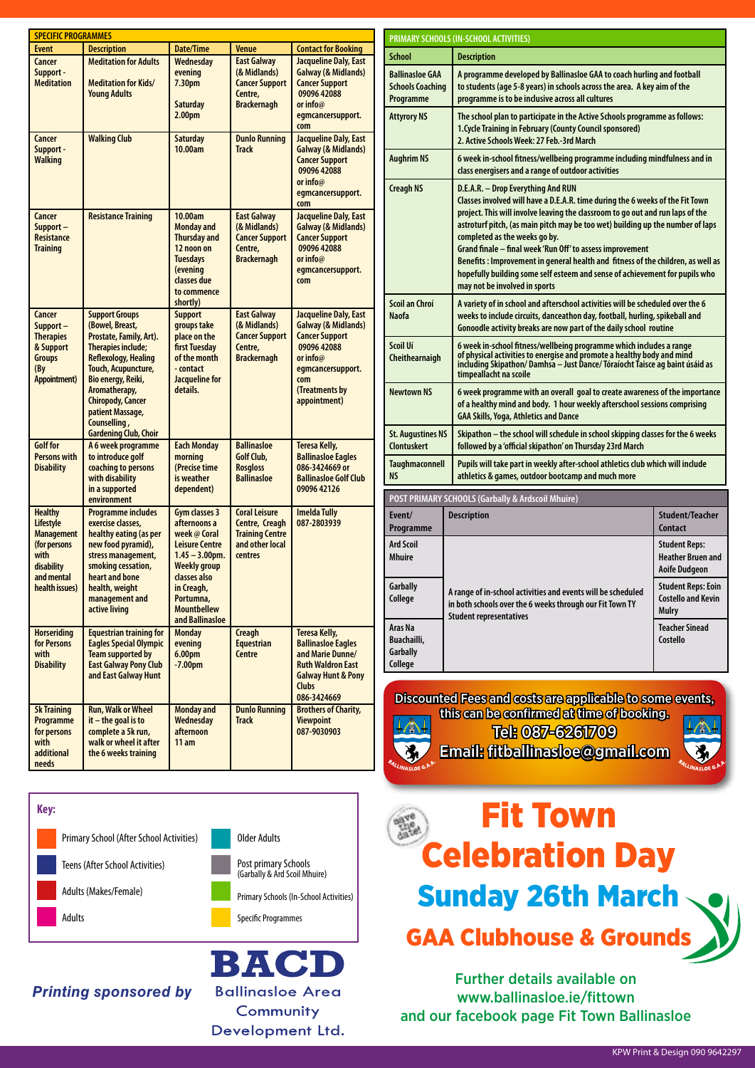## SPECIFIC PROGRAMMES

| Event | Description | Date/Time | Venue | Contact for Booking |
|---|---|---|---|---|
| Cancer Support - Meditation | Meditation for Adults<br><br>Meditation for Kids/ Young Adults | Wednesday evening 7.30pm<br><br>Saturday 2.00pm | East Galway (& Midlands) Cancer Support Centre, Brackernagh | Jacqueline Daly, East Galway (& Midlands) Cancer Support 09096 42088 or info@egmcancersupport.com |
| Cancer Support - Walking | Walking Club | Saturday 10.00am | Dunlo Running Track | Jacqueline Daly, East Galway (& Midlands) Cancer Support 09096 42088 or info@egmcancersupport.com |
| Cancer Support – Resistance Training | Resistance Training | 10.00am Monday and Thursday and 12 noon on Tuesdays (evening classes due to commence shortly) | East Galway (& Midlands) Cancer Support Centre, Brackernagh | Jacqueline Daly, East Galway (& Midlands) Cancer Support 09096 42088 or info@egmcancersupport.com |
| Cancer Support – Therapies & Support Groups (By Appointment) | Support Groups (Bowel, Breast, Prostate, Family, Art). Therapies include; Reflexology, Healing Touch, Acupuncture, Bio energy, Reiki, Aromatherapy, Chiropody, Cancer patient Massage, Counselling, Gardening Club, Choir | Support groups take place on the first Tuesday of the month - contact Jacqueline for details. | East Galway (& Midlands) Cancer Support Centre, Brackernagh | Jacqueline Daly, East Galway (& Midlands) Cancer Support 09096 42088 or info@egmcancersupport.com (Treatments by appointment) |
| Golf for Persons with Disability | A 6 week programme to introduce golf coaching to persons with disability in a supported environment | Each Monday morning (Precise time is weather dependent) | Ballinasloe Golf Club, Rosgloss Ballinasloe | Teresa Kelly, Ballinasloe Eagles 086-3424669 or Ballinasloe Golf Club 09096 42126 |
| Healthy Lifestyle Management (for persons with disability and mental health issues) | Programme includes exercise classes, healthy eating (as per new food pyramid), stress management, smoking cessation, heart and bone health, weight management and active living | Gym classes 3 afternoons a week @ Coral Leisure Centre 1.45 – 3.00pm. Weekly group classes also in Creagh, Portumna, Mountbellew and Ballinasloe | Coral Leisure Centre, Creagh Training Centre and other local centres | Imelda Tully 087-2803939 |
| Horseriding for Persons with Disability | Equestrian training for Eagles Special Olympic Team supported by East Galway Pony Club and East Galway Hunt | Monday evening 6.00pm -7.00pm | Creagh Equestrian Centre | Teresa Kelly, Ballinasloe Eagles and Marie Dunne/ Ruth Waldron East Galway Hunt & Pony Clubs 086-3424669 |
| 5k Training Programme for persons with additional needs | Run, Walk or Wheel it – the goal is to complete a 5k run, walk or wheel it after the 6 weeks training | Monday and Wednesday afternoon 11 am | Dunlo Running Track | Brothers of Charity, Viewpoint 087-9030903 |

## PRIMARY SCHOOLS (IN-SCHOOL ACTIVITIES)

| School | Description |
|---|---|
| Ballinasloe GAA Schools Coaching Programme | A programme developed by Ballinasloe GAA to coach hurling and football to students (age 5-8 years) in schools across the area. A key aim of the programme is to be inclusive across all cultures |
| Attyrory NS | The school plan to participate in the Active Schools programme as follows: 1. Cycle Training in February (County Council sponsored) 2. Active Schools Week: 27 Feb.-3rd March |
| Aughrim NS | 6 week in-school fitness/wellbeing programme including mindfulness and in class energisers and a range of outdoor activities |
| Creagh NS | D.E.A.R. – Drop Everything And RUN<br>Classes involved will have a D.E.A.R. time during the 6 weeks of the Fit Town project. This will involve leaving the classroom to go out and run laps of the astroturf pitch, (as main pitch may be too wet) building up the number of laps completed as the weeks go by.<br>Grand finale – final week 'Run Off' to assess improvement<br>Benefits : Improvement in general health and fitness of the children, as well as hopefully building some self esteem and sense of achievement for pupils who may not be involved in sports |
| Scoil an Chroí Naofa | A variety of in school and afterschool activities will be scheduled over the 6 weeks to include circuits, danceathon day, football, hurling, spikeball and Gonoodle activity breaks are now part of the daily school routine |
| Scoil Uí Cheithearnaigh | 6 week in-school fitness/wellbeing programme which includes a range of physical activities to energise and promote a healthy body and mind including Skipathon/ Damhsa – Just Dance/ Tóraíocht Taisce ag baint úsáid as timpeallacht na scoile |
| Newtown NS | 6 week programme with an overall goal to create awareness of the importance of a healthy mind and body. 1 hour weekly afterschool sessions comprising GAA Skills, Yoga, Athletics and Dance |
| St. Augustines NS Clontuskert | Skipathon – the school will schedule in school skipping classes for the 6 weeks followed by a 'official skipathon' on Thursday 23rd March |
| Taughmaconnell NS | Pupils will take part in weekly after-school athletics club which will include athletics & games, outdoor bootcamp and much more |

## POST PRIMARY SCHOOLS (Garbally & Ardscoil Mhuire)

| Event/ Programme | Description | Student/Teacher Contact |
|---|---|---|
| Ard Scoil Mhuire | A range of in-school activities and events will be scheduled in both schools over the 6 weeks through our Fit Town TY Student representatives | Student Reps: Heather Bruen and Aoife Dudgeon |
| Garbally College | | Student Reps: Eoin Costello and Kevin Mulry |
| Aras Na Buachailli, Garbally College | | Teacher Sinead Costello |

Discounted Fees and costs are applicable to some events, this can be confirmed at time of booking.
Tel: 087-6261709
Email: fitballinasloe@gmail.com

**Key:**

- Primary School (After School Activities)
- Teens (After School Activities)
- Adults (Makes/Female)
- Adults
- Older Adults
- Post primary Schools (Garbally & Ard Scoil Mhuire)
- Primary Schools (In-School Activities)
- Specific Programmes

# Fit Town Celebration Day

## Sunday 26th March

## GAA Clubhouse & Grounds

Further details available on www.ballinasloe.ie/fittown and our facebook page Fit Town Ballinasloe

*Printing sponsored by* BACD Ballinasloe Area Community Development Ltd.

KPW Print & Design 090 9642297